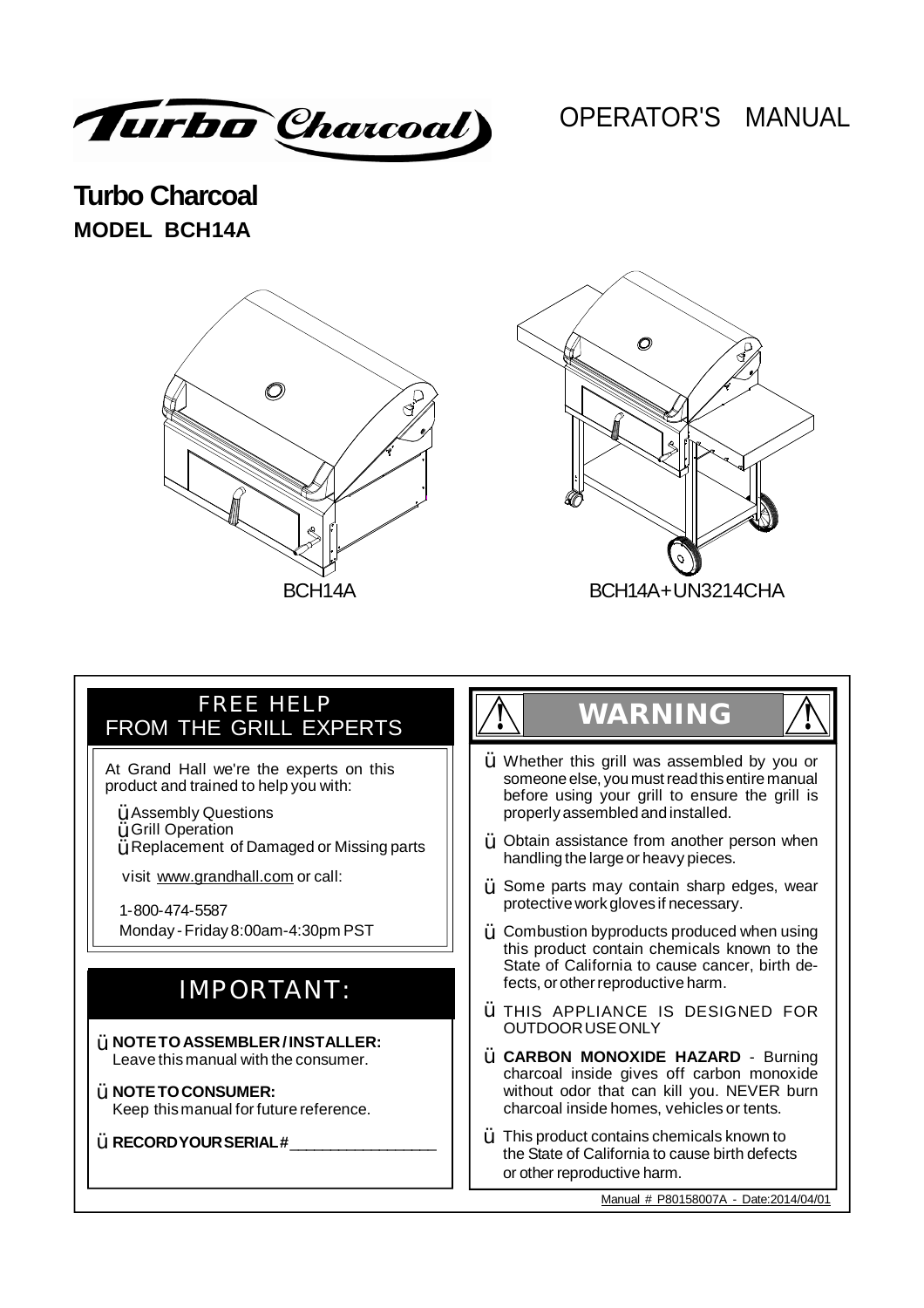Turbo Charcoal

# OPERATOR'S MANUAL

## Turbo Charcoal

### MODEL BCH14A

BCH14A

BCH14A+UN3214CHA

## FREE HELP FROM THE GRILL EXPERTS

At Grand Hall we're the experts on this product and trained to help you with:

- Assembly Questions
- Grill Operation
- Replacement of Damaged or Missing parts

visit www.grandhall.com or call:

1-800-474-5587
Monday - Friday 8:00am-4:30pm PST

## IMPORTANT:

- **NOTE TO ASSEMBLER / INSTALLER:** Leave this manual with the consumer.
- **NOTE TO CONSUMER:** Keep this manual for future reference.
- **RECORD YOUR SERIAL #** ________________

## WARNING

- Whether this grill was assembled by you or someone else, you must read this entire manual before using your grill to ensure the grill is properly assembled and installed.
- Obtain assistance from another person when handling the large or heavy pieces.
- Some parts may contain sharp edges, wear protective work gloves if necessary.
- Combustion byproducts produced when using this product contain chemicals known to the State of California to cause cancer, birth defects, or other reproductive harm.
- THIS APPLIANCE IS DESIGNED FOR OUTDOOR USE ONLY
- **CARBON MONOXIDE HAZARD** - Burning charcoal inside gives off carbon monoxide without odor that can kill you. NEVER burn charcoal inside homes, vehicles or tents.
- This product contains chemicals known to the State of California to cause birth defects or other reproductive harm.

Manual # P80158007A - Date:2014/04/01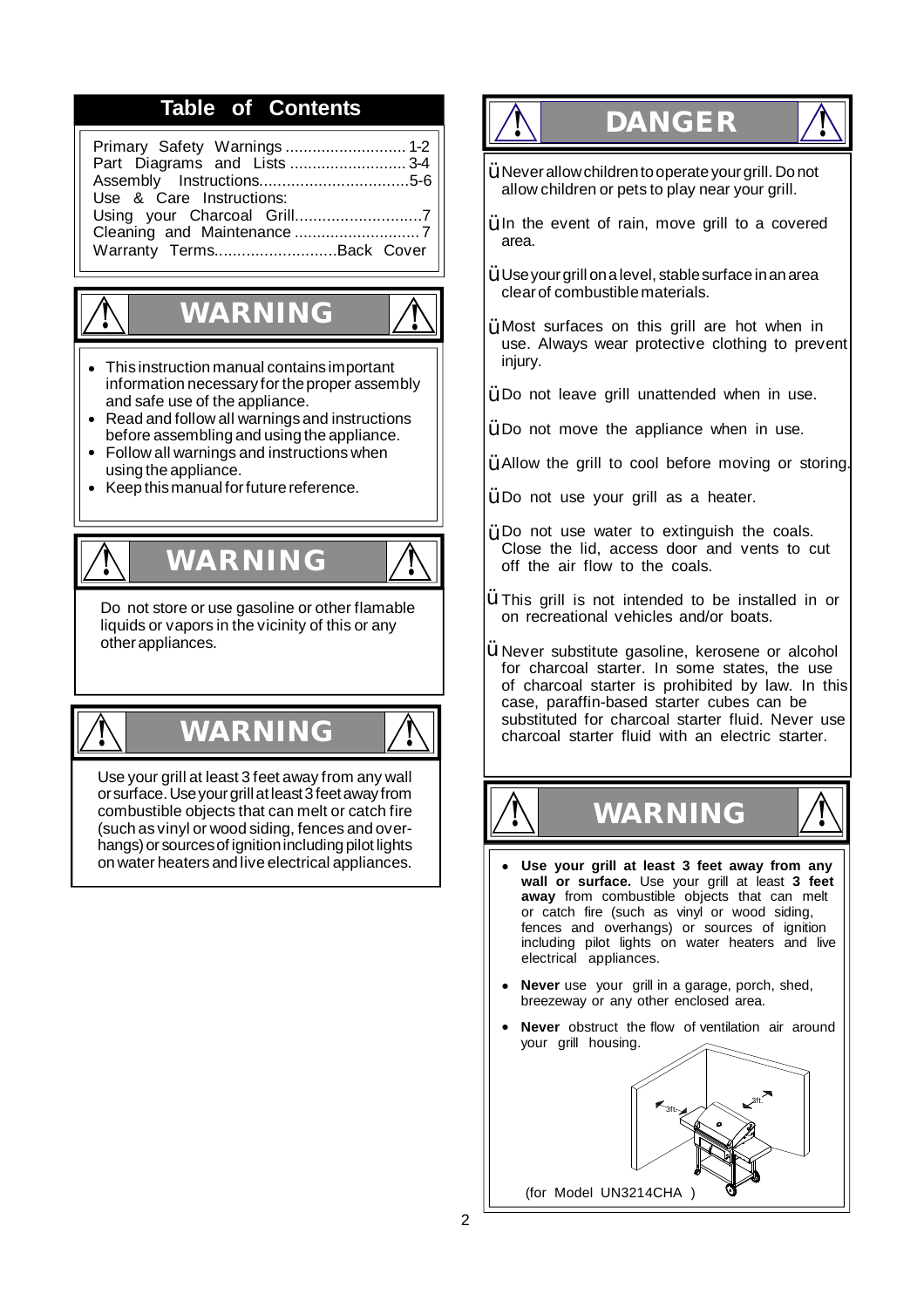## Table of Contents

Primary Safety Warnings ........................... 1-2
Part Diagrams and Lists .......................... 3-4
Assembly Instructions.................................5-6
Use & Care Instructions:
Using your Charcoal Grill............................7
Cleaning and Maintenance ............................7
Warranty Terms...........................Back Cover

## WARNING

- This instruction manual contains important information necessary for the proper assembly and safe use of the appliance.
- Read and follow all warnings and instructions before assembling and using the appliance.
- Follow all warnings and instructions when using the appliance.
- Keep this manual for future reference.

## WARNING

Do not store or use gasoline or other flamable liquids or vapors in the vicinity of this or any other appliances.

## WARNING

Use your grill at least 3 feet away from any wall or surface. Use your grill at least 3 feet away from combustible objects that can melt or catch fire (such as vinyl or wood siding, fences and over-hangs) or sources of ignition including pilot lights on water heaters and live electrical appliances.

## DANGER

- Never allow children to operate your grill. Do not allow children or pets to play near your grill.
- In the event of rain, move grill to a covered area.
- Use your grill on a level, stable surface in an area clear of combustible materials.
- Most surfaces on this grill are hot when in use. Always wear protective clothing to prevent injury.
- Do not leave grill unattended when in use.
- Do not move the appliance when in use.
- Allow the grill to cool before moving or storing.
- Do not use your grill as a heater.
- Do not use water to extinguish the coals. Close the lid, access door and vents to cut off the air flow to the coals.
- This grill is not intended to be installed in or on recreational vehicles and/or boats.
- Never substitute gasoline, kerosene or alcohol for charcoal starter. In some states, the use of charcoal starter is prohibited by law. In this case, paraffin-based starter cubes can be substituted for charcoal starter fluid. Never use charcoal starter fluid with an electric starter.

## WARNING

- **Use your grill at least 3 feet away from any wall or surface.** Use your grill at least **3 feet away** from combustible objects that can melt or catch fire (such as vinyl or wood siding, fences and overhangs) or sources of ignition including pilot lights on water heaters and live electrical appliances.
- **Never** use your grill in a garage, porch, shed, breezeway or any other enclosed area.
- **Never** obstruct the flow of ventilation air around your grill housing.

3ft. 3ft.

(for Model UN3214CHA )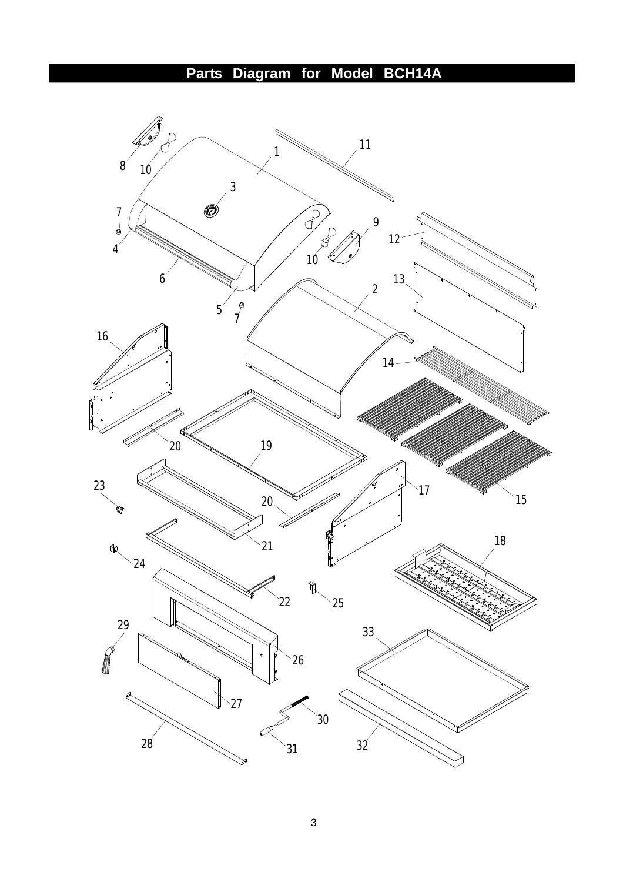# Parts Diagram for Model BCH14A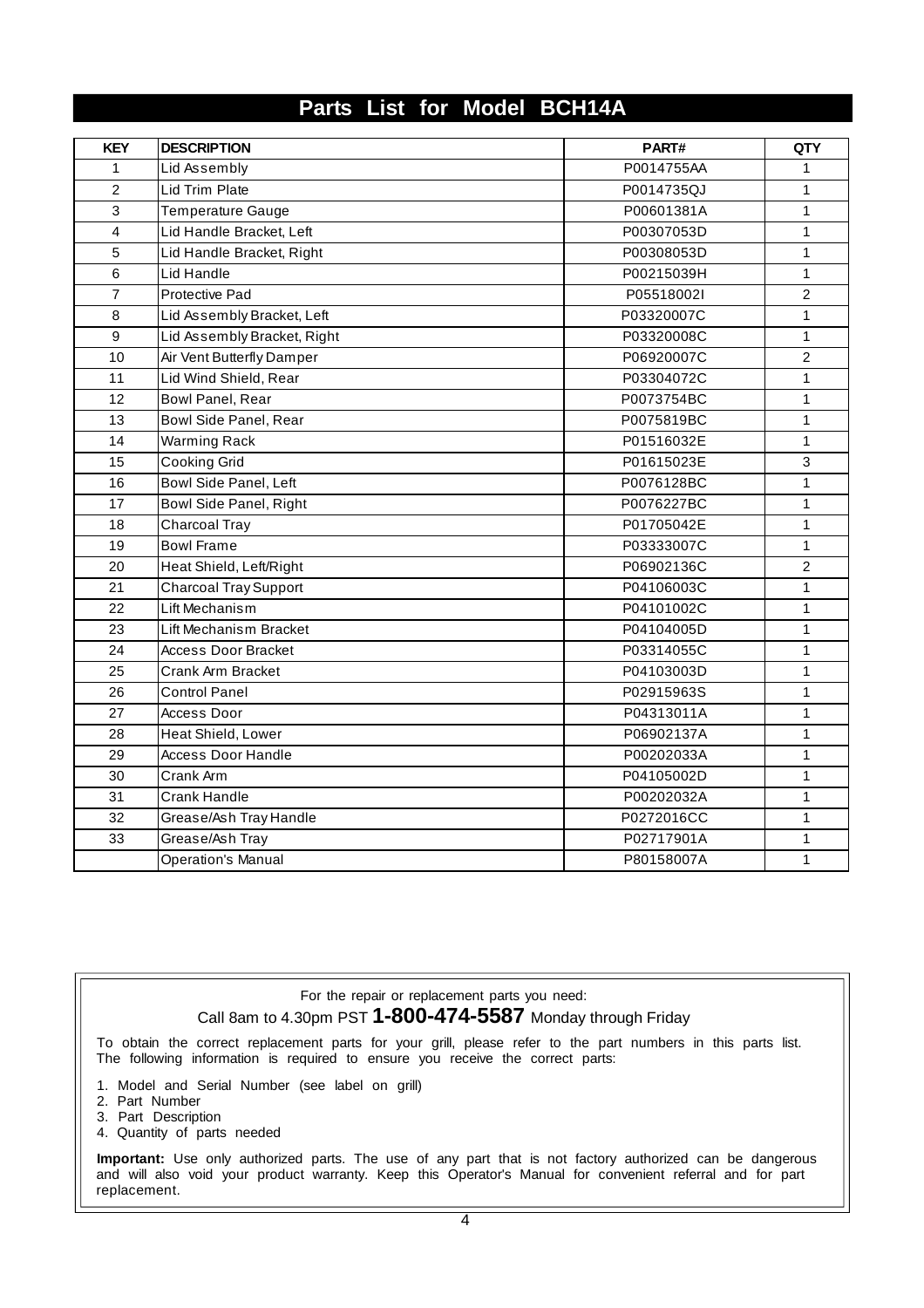# Parts List for Model BCH14A

| KEY | DESCRIPTION | PART# | QTY |
|---|---|---|---|
| 1 | Lid Assembly | P0014755AA | 1 |
| 2 | Lid Trim Plate | P0014735QJ | 1 |
| 3 | Temperature Gauge | P00601381A | 1 |
| 4 | Lid Handle Bracket, Left | P00307053D | 1 |
| 5 | Lid Handle Bracket, Right | P00308053D | 1 |
| 6 | Lid Handle | P00215039H | 1 |
| 7 | Protective Pad | P05518002I | 2 |
| 8 | Lid Assembly Bracket, Left | P03320007C | 1 |
| 9 | Lid Assembly Bracket, Right | P03320008C | 1 |
| 10 | Air Vent Butterfly Damper | P06920007C | 2 |
| 11 | Lid Wind Shield, Rear | P03304072C | 1 |
| 12 | Bowl Panel, Rear | P0073754BC | 1 |
| 13 | Bowl Side Panel, Rear | P0075819BC | 1 |
| 14 | Warming Rack | P01516032E | 1 |
| 15 | Cooking Grid | P01615023E | 3 |
| 16 | Bowl Side Panel, Left | P0076128BC | 1 |
| 17 | Bowl Side Panel, Right | P0076227BC | 1 |
| 18 | Charcoal Tray | P01705042E | 1 |
| 19 | Bowl Frame | P03333007C | 1 |
| 20 | Heat Shield, Left/Right | P06902136C | 2 |
| 21 | Charcoal Tray Support | P04106003C | 1 |
| 22 | Lift Mechanism | P04101002C | 1 |
| 23 | Lift Mechanism Bracket | P04104005D | 1 |
| 24 | Access Door Bracket | P03314055C | 1 |
| 25 | Crank Arm Bracket | P04103003D | 1 |
| 26 | Control Panel | P02915963S | 1 |
| 27 | Access Door | P04313011A | 1 |
| 28 | Heat Shield, Lower | P06902137A | 1 |
| 29 | Access Door Handle | P00202033A | 1 |
| 30 | Crank Arm | P04105002D | 1 |
| 31 | Crank Handle | P00202032A | 1 |
| 32 | Grease/Ash Tray Handle | P0272016CC | 1 |
| 33 | Grease/Ash Tray | P02717901A | 1 |
| | Operation's Manual | P80158007A | 1 |

For the repair or replacement parts you need:

Call 8am to 4.30pm PST **1-800-474-5587** Monday through Friday

To obtain the correct replacement parts for your grill, please refer to the part numbers in this parts list. The following information is required to ensure you receive the correct parts:

1. Model and Serial Number (see label on grill)
2. Part Number
3. Part Description
4. Quantity of parts needed

**Important:** Use only authorized parts. The use of any part that is not factory authorized can be dangerous and will also void your product warranty. Keep this Operator's Manual for convenient referral and for part replacement.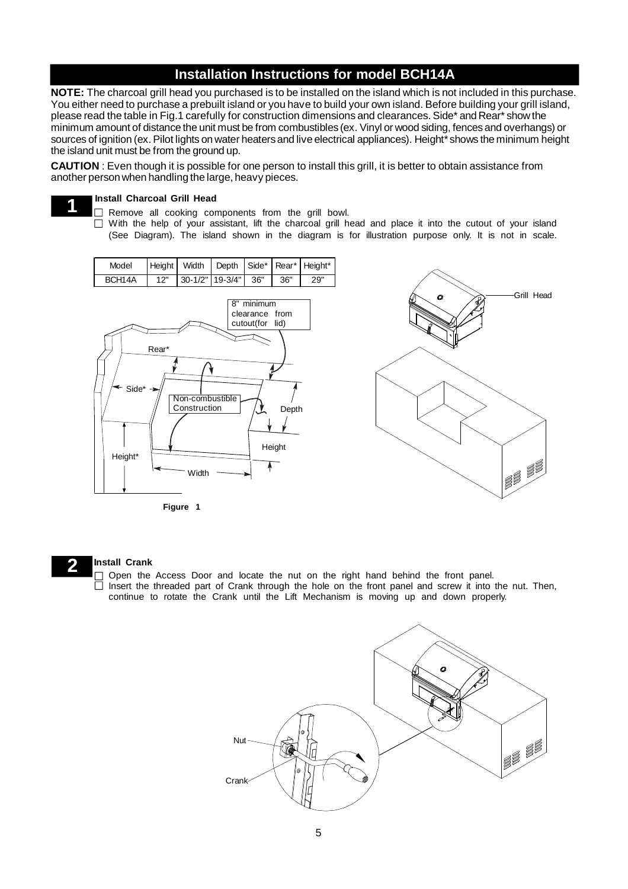## Installation Instructions for model BCH14A

**NOTE:** The charcoal grill head you purchased is to be installed on the island which is not included in this purchase. You either need to purchase a prebuilt island or you have to build your own island. Before building your grill island, please read the table in Fig.1 carefully for construction dimensions and clearances. Side* and Rear* show the minimum amount of distance the unit must be from combustibles (ex. Vinyl or wood siding, fences and overhangs) or sources of ignition (ex. Pilot lights on water heaters and live electrical appliances). Height* shows the minimum height the island unit must be from the ground up.

**CAUTION** : Even though it is possible for one person to install this grill, it is better to obtain assistance from another person when handling the large, heavy pieces.

### 1 Install Charcoal Grill Head

- ☐ Remove all cooking components from the grill bowl.
- ☐ With the help of your assistant, lift the charcoal grill head and place it into the cutout of your island (See Diagram). The island shown in the diagram is for illustration purpose only. It is not in scale.

| Model | Height | Width | Depth | Side* | Rear* | Height* |
|---|---|---|---|---|---|---|
| BCH14A | 12" | 30-1/2" | 19-3/4" | 36" | 36" | 29" |

8" minimum clearance from cutout(for lid)

Rear*

Side*

Non-combustible Construction

Depth

Height

Height*

Width

Grill Head

**Figure 1**

### 2 Install Crank

- ☐ Open the Access Door and locate the nut on the right hand behind the front panel.
- ☐ Insert the threaded part of Crank through the hole on the front panel and screw it into the nut. Then, continue to rotate the Crank until the Lift Mechanism is moving up and down properly.

Nut

Crank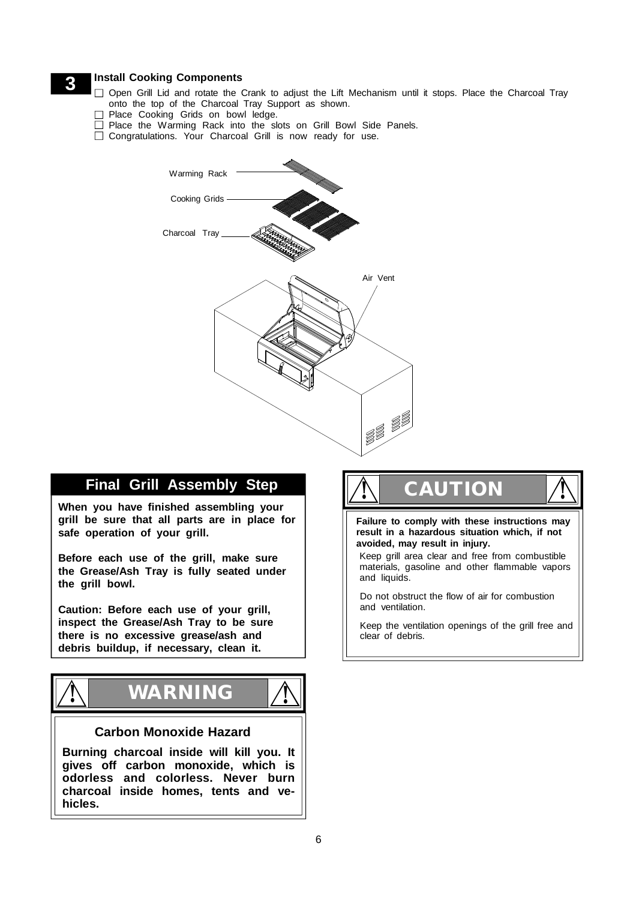## 3 Install Cooking Components

- ☐ Open Grill Lid and rotate the Crank to adjust the Lift Mechanism until it stops. Place the Charcoal Tray onto the top of the Charcoal Tray Support as shown.
- ☐ Place Cooking Grids on bowl ledge.
- ☐ Place the Warming Rack into the slots on Grill Bowl Side Panels.
- ☐ Congratulations. Your Charcoal Grill is now ready for use.

Warming Rack

Cooking Grids

Charcoal Tray

Air Vent

## Final Grill Assembly Step

**When you have finished assembling your grill be sure that all parts are in place for safe operation of your grill.**

**Before each use of the grill, make sure the Grease/Ash Tray is fully seated under the grill bowl.**

**Caution: Before each use of your grill, inspect the Grease/Ash Tray to be sure there is no excessive grease/ash and debris buildup, if necessary, clean it.**

## ⚠ WARNING ⚠

### Carbon Monoxide Hazard

**Burning charcoal inside will kill you. It gives off carbon monoxide, which is odorless and colorless. Never burn charcoal inside homes, tents and vehicles.**

## ⚠ CAUTION ⚠

**Failure to comply with these instructions may result in a hazardous situation which, if not avoided, may result in injury.**

Keep grill area clear and free from combustible materials, gasoline and other flammable vapors and liquids.

Do not obstruct the flow of air for combustion and ventilation.

Keep the ventilation openings of the grill free and clear of debris.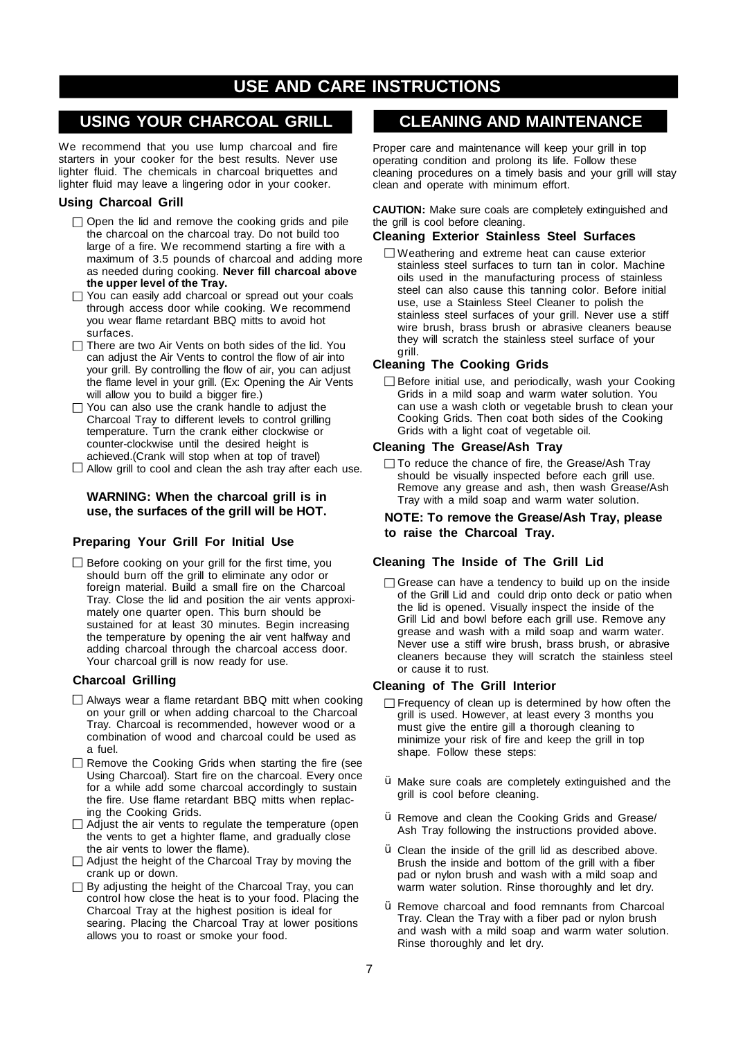# USE AND CARE INSTRUCTIONS

## USING YOUR CHARCOAL GRILL

We recommend that you use lump charcoal and fire starters in your cooker for the best results. Never use lighter fluid. The chemicals in charcoal briquettes and lighter fluid may leave a lingering odor in your cooker.

### Using Charcoal Grill

- Open the lid and remove the cooking grids and pile the charcoal on the charcoal tray. Do not build too large of a fire. We recommend starting a fire with a maximum of 3.5 pounds of charcoal and adding more as needed during cooking. **Never fill charcoal above the upper level of the Tray.**
- You can easily add charcoal or spread out your coals through access door while cooking. We recommend you wear flame retardant BBQ mitts to avoid hot surfaces.
- There are two Air Vents on both sides of the lid. You can adjust the Air Vents to control the flow of air into your grill. By controlling the flow of air, you can adjust the flame level in your grill. (Ex: Opening the Air Vents will allow you to build a bigger fire.)
- You can also use the crank handle to adjust the Charcoal Tray to different levels to control grilling temperature. Turn the crank either clockwise or counter-clockwise until the desired height is achieved.(Crank will stop when at top of travel)
- Allow grill to cool and clean the ash tray after each use.

**WARNING: When the charcoal grill is in use, the surfaces of the grill will be HOT.**

### Preparing Your Grill For Initial Use

- Before cooking on your grill for the first time, you should burn off the grill to eliminate any odor or foreign material. Build a small fire on the Charcoal Tray. Close the lid and position the air vents approximately one quarter open. This burn should be sustained for at least 30 minutes. Begin increasing the temperature by opening the air vent halfway and adding charcoal through the charcoal access door. Your charcoal grill is now ready for use.

### Charcoal Grilling

- Always wear a flame retardant BBQ mitt when cooking on your grill or when adding charcoal to the Charcoal Tray. Charcoal is recommended, however wood or a combination of wood and charcoal could be used as a fuel.
- Remove the Cooking Grids when starting the fire (see Using Charcoal). Start fire on the charcoal. Every once for a while add some charcoal accordingly to sustain the fire. Use flame retardant BBQ mitts when replacing the Cooking Grids.
- Adjust the air vents to regulate the temperature (open the vents to get a highter flame, and gradually close the air vents to lower the flame).
- Adjust the height of the Charcoal Tray by moving the crank up or down.
- By adjusting the height of the Charcoal Tray, you can control how close the heat is to your food. Placing the Charcoal Tray at the highest position is ideal for searing. Placing the Charcoal Tray at lower positions allows you to roast or smoke your food.

## CLEANING AND MAINTENANCE

Proper care and maintenance will keep your grill in top operating condition and prolong its life. Follow these cleaning procedures on a timely basis and your grill will stay clean and operate with minimum effort.

**CAUTION:** Make sure coals are completely extinguished and the grill is cool before cleaning.

### Cleaning Exterior Stainless Steel Surfaces

- Weathering and extreme heat can cause exterior stainless steel surfaces to turn tan in color. Machine oils used in the manufacturing process of stainless steel can also cause this tanning color. Before initial use, use a Stainless Steel Cleaner to polish the stainless steel surfaces of your grill. Never use a stiff wire brush, brass brush or abrasive cleaners beause they will scratch the stainless steel surface of your grill.

### Cleaning The Cooking Grids

- Before initial use, and periodically, wash your Cooking Grids in a mild soap and warm water solution. You can use a wash cloth or vegetable brush to clean your Cooking Grids. Then coat both sides of the Cooking Grids with a light coat of vegetable oil.

### Cleaning The Grease/Ash Tray

- To reduce the chance of fire, the Grease/Ash Tray should be visually inspected before each grill use. Remove any grease and ash, then wash Grease/Ash Tray with a mild soap and warm water solution.

**NOTE: To remove the Grease/Ash Tray, please to raise the Charcoal Tray.**

### Cleaning The Inside of The Grill Lid

- Grease can have a tendency to build up on the inside of the Grill Lid and could drip onto deck or patio when the lid is opened. Visually inspect the inside of the Grill Lid and bowl before each grill use. Remove any grease and wash with a mild soap and warm water. Never use a stiff wire brush, brass brush, or abrasive cleaners because they will scratch the stainless steel or cause it to rust.

### Cleaning of The Grill Interior

- Frequency of clean up is determined by how often the grill is used. However, at least every 3 months you must give the entire gill a thorough cleaning to minimize your risk of fire and keep the grill in top shape. Follow these steps:

- Make sure coals are completely extinguished and the grill is cool before cleaning.
- Remove and clean the Cooking Grids and Grease/ Ash Tray following the instructions provided above.
- Clean the inside of the grill lid as described above. Brush the inside and bottom of the grill with a fiber pad or nylon brush and wash with a mild soap and warm water solution. Rinse thoroughly and let dry.
- Remove charcoal and food remnants from Charcoal Tray. Clean the Tray with a fiber pad or nylon brush and wash with a mild soap and warm water solution. Rinse thoroughly and let dry.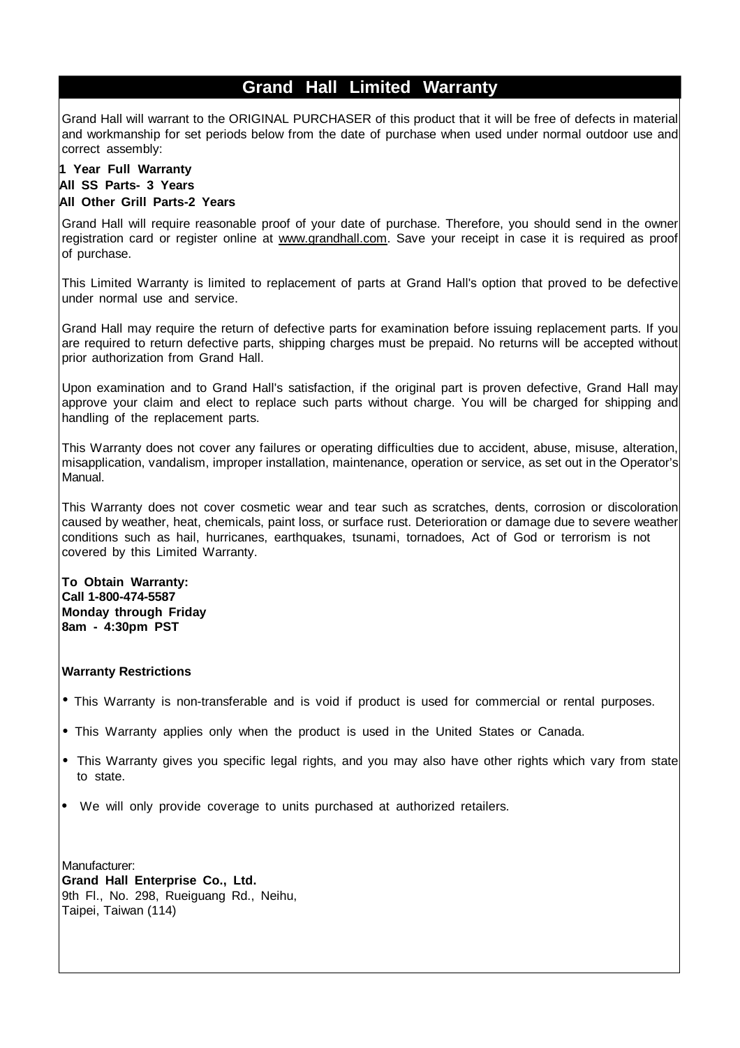# Grand Hall Limited Warranty

Grand Hall will warrant to the ORIGINAL PURCHASER of this product that it will be free of defects in material and workmanship for set periods below from the date of purchase when used under normal outdoor use and correct assembly:

**1 Year Full Warranty**
**All SS Parts- 3 Years**
**All Other Grill Parts-2 Years**

Grand Hall will require reasonable proof of your date of purchase. Therefore, you should send in the owner registration card or register online at www.grandhall.com. Save your receipt in case it is required as proof of purchase.

This Limited Warranty is limited to replacement of parts at Grand Hall's option that proved to be defective under normal use and service.

Grand Hall may require the return of defective parts for examination before issuing replacement parts. If you are required to return defective parts, shipping charges must be prepaid. No returns will be accepted without prior authorization from Grand Hall.

Upon examination and to Grand Hall's satisfaction, if the original part is proven defective, Grand Hall may approve your claim and elect to replace such parts without charge. You will be charged for shipping and handling of the replacement parts.

This Warranty does not cover any failures or operating difficulties due to accident, abuse, misuse, alteration, misapplication, vandalism, improper installation, maintenance, operation or service, as set out in the Operator's Manual.

This Warranty does not cover cosmetic wear and tear such as scratches, dents, corrosion or discoloration caused by weather, heat, chemicals, paint loss, or surface rust. Deterioration or damage due to severe weather conditions such as hail, hurricanes, earthquakes, tsunami, tornadoes, Act of God or terrorism is not covered by this Limited Warranty.

**To Obtain Warranty:**
**Call 1-800-474-5587**
**Monday through Friday**
**8am - 4:30pm PST**

**Warranty Restrictions**

- This Warranty is non-transferable and is void if product is used for commercial or rental purposes.
- This Warranty applies only when the product is used in the United States or Canada.
- This Warranty gives you specific legal rights, and you may also have other rights which vary from state to state.
- We will only provide coverage to units purchased at authorized retailers.

Manufacturer:
**Grand Hall Enterprise Co., Ltd.**
9th Fl., No. 298, Rueiguang Rd., Neihu,
Taipei, Taiwan (114)